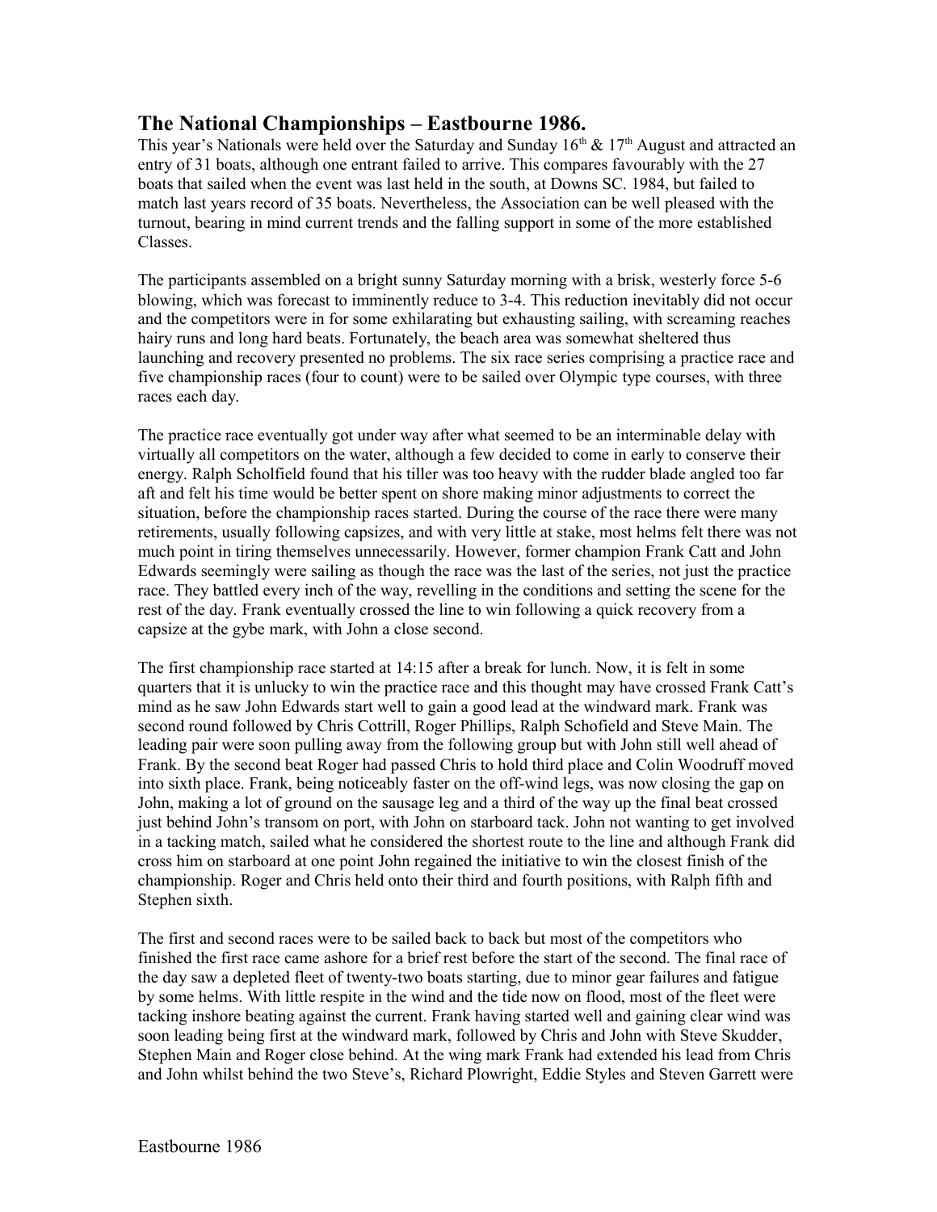## The National Championships – Eastbourne 1986.

This year's Nationals were held over the Saturday and Sunday 16th & 17th August and attracted an entry of 31 boats, although one entrant failed to arrive. This compares favourably with the 27 boats that sailed when the event was last held in the south, at Downs SC. 1984, but failed to match last years record of 35 boats. Nevertheless, the Association can be well pleased with the turnout, bearing in mind current trends and the falling support in some of the more established Classes.

The participants assembled on a bright sunny Saturday morning with a brisk, westerly force 5-6 blowing, which was forecast to imminently reduce to 3-4. This reduction inevitably did not occur and the competitors were in for some exhilarating but exhausting sailing, with screaming reaches hairy runs and long hard beats. Fortunately, the beach area was somewhat sheltered thus launching and recovery presented no problems. The six race series comprising a practice race and five championship races (four to count) were to be sailed over Olympic type courses, with three races each day.

The practice race eventually got under way after what seemed to be an interminable delay with virtually all competitors on the water, although a few decided to come in early to conserve their energy. Ralph Scholfield found that his tiller was too heavy with the rudder blade angled too far aft and felt his time would be better spent on shore making minor adjustments to correct the situation, before the championship races started. During the course of the race there were many retirements, usually following capsizes, and with very little at stake, most helms felt there was not much point in tiring themselves unnecessarily. However, former champion Frank Catt and John Edwards seemingly were sailing as though the race was the last of the series, not just the practice race. They battled every inch of the way, revelling in the conditions and setting the scene for the rest of the day. Frank eventually crossed the line to win following a quick recovery from a capsize at the gybe mark, with John a close second.

The first championship race started at 14:15 after a break for lunch. Now, it is felt in some quarters that it is unlucky to win the practice race and this thought may have crossed Frank Catt's mind as he saw John Edwards start well to gain a good lead at the windward mark. Frank was second round followed by Chris Cottrill, Roger Phillips, Ralph Schofield and Steve Main. The leading pair were soon pulling away from the following group but with John still well ahead of Frank. By the second beat Roger had passed Chris to hold third place and Colin Woodruff moved into sixth place. Frank, being noticeably faster on the off-wind legs, was now closing the gap on John, making a lot of ground on the sausage leg and a third of the way up the final beat crossed just behind John's transom on port, with John on starboard tack. John not wanting to get involved in a tacking match, sailed what he considered the shortest route to the line and although Frank did cross him on starboard at one point John regained the initiative to win the closest finish of the championship. Roger and Chris held onto their third and fourth positions, with Ralph fifth and Stephen sixth.

The first and second races were to be sailed back to back but most of the competitors who finished the first race came ashore for a brief rest before the start of the second. The final race of the day saw a depleted fleet of twenty-two boats starting, due to minor gear failures and fatigue by some helms. With little respite in the wind and the tide now on flood, most of the fleet were tacking inshore beating against the current. Frank having started well and gaining clear wind was soon leading being first at the windward mark, followed by Chris and John with Steve Skudder, Stephen Main and Roger close behind. At the wing mark Frank had extended his lead from Chris and John whilst behind the two Steve's, Richard Plowright, Eddie Styles and Steven Garrett were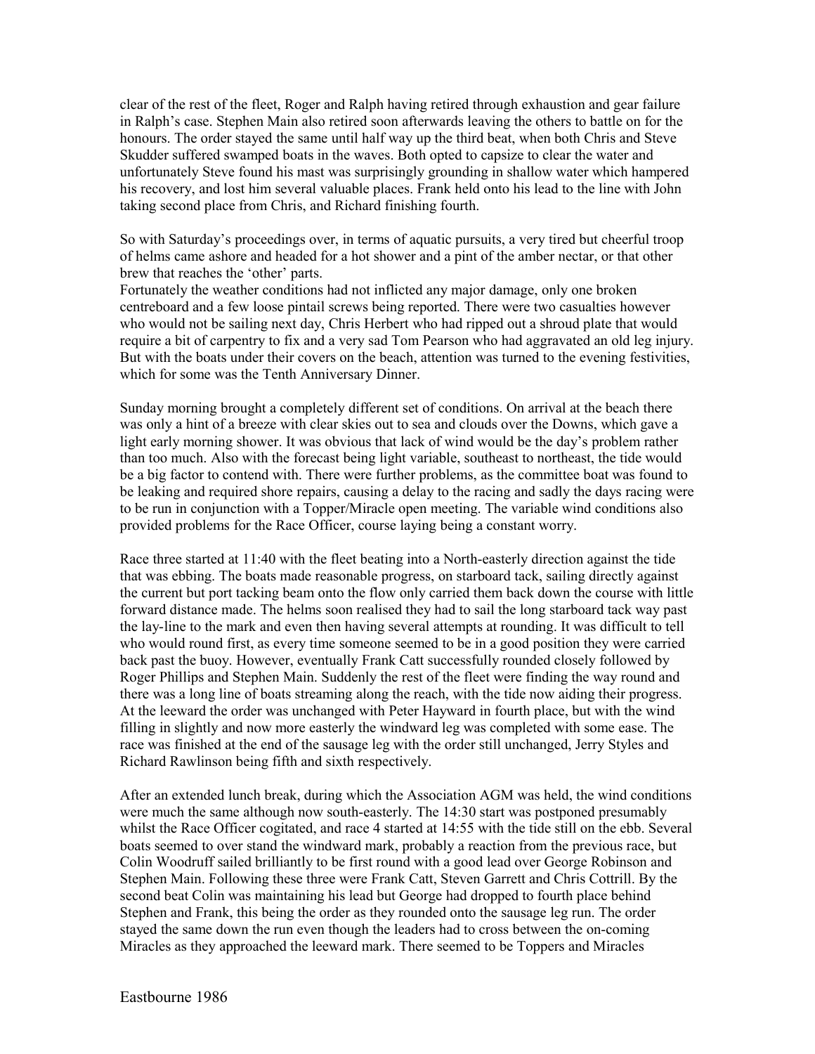clear of the rest of the fleet, Roger and Ralph having retired through exhaustion and gear failure in Ralph's case. Stephen Main also retired soon afterwards leaving the others to battle on for the honours. The order stayed the same until half way up the third beat, when both Chris and Steve Skudder suffered swamped boats in the waves. Both opted to capsize to clear the water and unfortunately Steve found his mast was surprisingly grounding in shallow water which hampered his recovery, and lost him several valuable places. Frank held onto his lead to the line with John taking second place from Chris, and Richard finishing fourth.

So with Saturday's proceedings over, in terms of aquatic pursuits, a very tired but cheerful troop of helms came ashore and headed for a hot shower and a pint of the amber nectar, or that other brew that reaches the 'other' parts.
Fortunately the weather conditions had not inflicted any major damage, only one broken centreboard and a few loose pintail screws being reported. There were two casualties however who would not be sailing next day, Chris Herbert who had ripped out a shroud plate that would require a bit of carpentry to fix and a very sad Tom Pearson who had aggravated an old leg injury. But with the boats under their covers on the beach, attention was turned to the evening festivities, which for some was the Tenth Anniversary Dinner.

Sunday morning brought a completely different set of conditions. On arrival at the beach there was only a hint of a breeze with clear skies out to sea and clouds over the Downs, which gave a light early morning shower. It was obvious that lack of wind would be the day's problem rather than too much. Also with the forecast being light variable, southeast to northeast, the tide would be a big factor to contend with. There were further problems, as the committee boat was found to be leaking and required shore repairs, causing a delay to the racing and sadly the days racing were to be run in conjunction with a Topper/Miracle open meeting. The variable wind conditions also provided problems for the Race Officer, course laying being a constant worry.

Race three started at 11:40 with the fleet beating into a North-easterly direction against the tide that was ebbing. The boats made reasonable progress, on starboard tack, sailing directly against the current but port tacking beam onto the flow only carried them back down the course with little forward distance made. The helms soon realised they had to sail the long starboard tack way past the lay-line to the mark and even then having several attempts at rounding. It was difficult to tell who would round first, as every time someone seemed to be in a good position they were carried back past the buoy. However, eventually Frank Catt successfully rounded closely followed by Roger Phillips and Stephen Main. Suddenly the rest of the fleet were finding the way round and there was a long line of boats streaming along the reach, with the tide now aiding their progress. At the leeward the order was unchanged with Peter Hayward in fourth place, but with the wind filling in slightly and now more easterly the windward leg was completed with some ease. The race was finished at the end of the sausage leg with the order still unchanged, Jerry Styles and Richard Rawlinson being fifth and sixth respectively.

After an extended lunch break, during which the Association AGM was held, the wind conditions were much the same although now south-easterly. The 14:30 start was postponed presumably whilst the Race Officer cogitated, and race 4 started at 14:55 with the tide still on the ebb. Several boats seemed to over stand the windward mark, probably a reaction from the previous race, but Colin Woodruff sailed brilliantly to be first round with a good lead over George Robinson and Stephen Main. Following these three were Frank Catt, Steven Garrett and Chris Cottrill. By the second beat Colin was maintaining his lead but George had dropped to fourth place behind Stephen and Frank, this being the order as they rounded onto the sausage leg run. The order stayed the same down the run even though the leaders had to cross between the on-coming Miracles as they approached the leeward mark. There seemed to be Toppers and Miracles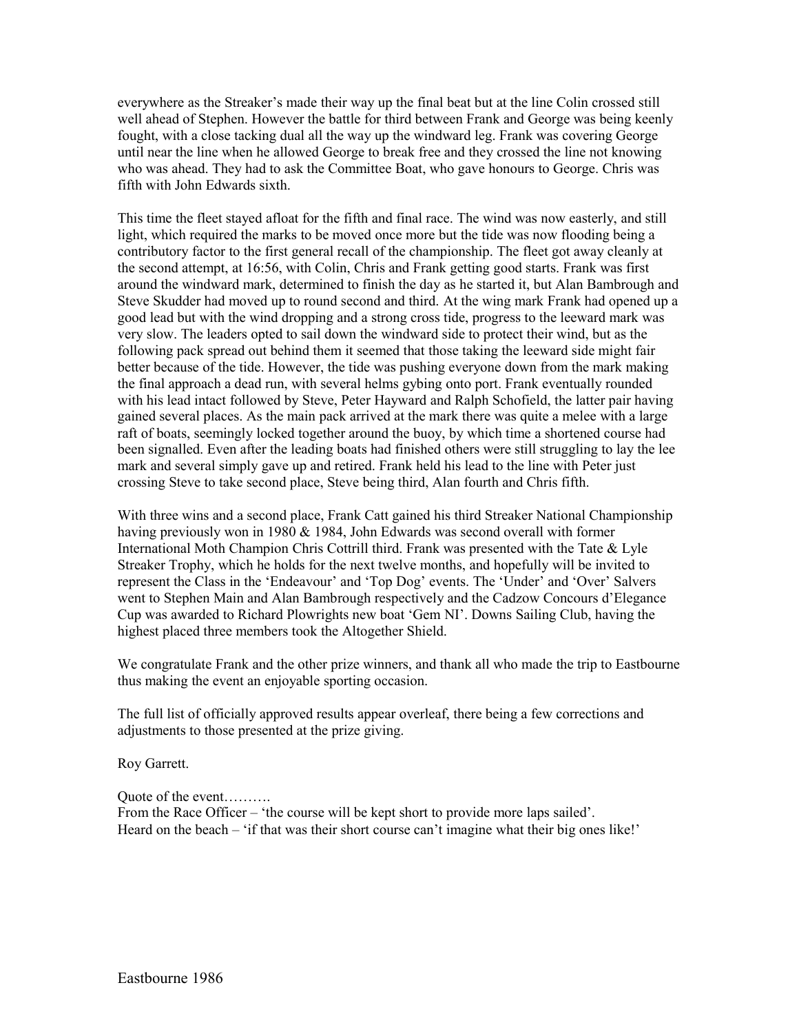everywhere as the Streaker's made their way up the final beat but at the line Colin crossed still well ahead of Stephen. However the battle for third between Frank and George was being keenly fought, with a close tacking dual all the way up the windward leg. Frank was covering George until near the line when he allowed George to break free and they crossed the line not knowing who was ahead. They had to ask the Committee Boat, who gave honours to George. Chris was fifth with John Edwards sixth.

This time the fleet stayed afloat for the fifth and final race. The wind was now easterly, and still light, which required the marks to be moved once more but the tide was now flooding being a contributory factor to the first general recall of the championship. The fleet got away cleanly at the second attempt, at 16:56, with Colin, Chris and Frank getting good starts. Frank was first around the windward mark, determined to finish the day as he started it, but Alan Bambrough and Steve Skudder had moved up to round second and third. At the wing mark Frank had opened up a good lead but with the wind dropping and a strong cross tide, progress to the leeward mark was very slow. The leaders opted to sail down the windward side to protect their wind, but as the following pack spread out behind them it seemed that those taking the leeward side might fair better because of the tide. However, the tide was pushing everyone down from the mark making the final approach a dead run, with several helms gybing onto port. Frank eventually rounded with his lead intact followed by Steve, Peter Hayward and Ralph Schofield, the latter pair having gained several places. As the main pack arrived at the mark there was quite a melee with a large raft of boats, seemingly locked together around the buoy, by which time a shortened course had been signalled. Even after the leading boats had finished others were still struggling to lay the lee mark and several simply gave up and retired. Frank held his lead to the line with Peter just crossing Steve to take second place, Steve being third, Alan fourth and Chris fifth.

With three wins and a second place, Frank Catt gained his third Streaker National Championship having previously won in 1980 & 1984, John Edwards was second overall with former International Moth Champion Chris Cottrill third. Frank was presented with the Tate & Lyle Streaker Trophy, which he holds for the next twelve months, and hopefully will be invited to represent the Class in the 'Endeavour' and 'Top Dog' events. The 'Under' and 'Over' Salvers went to Stephen Main and Alan Bambrough respectively and the Cadzow Concours d'Elegance Cup was awarded to Richard Plowrights new boat 'Gem NI'. Downs Sailing Club, having the highest placed three members took the Altogether Shield.

We congratulate Frank and the other prize winners, and thank all who made the trip to Eastbourne thus making the event an enjoyable sporting occasion.

The full list of officially approved results appear overleaf, there being a few corrections and adjustments to those presented at the prize giving.

Roy Garrett.

Quote of the event……….
From the Race Officer – 'the course will be kept short to provide more laps sailed'.
Heard on the beach – 'if that was their short course can't imagine what their big ones like!'

Eastbourne 1986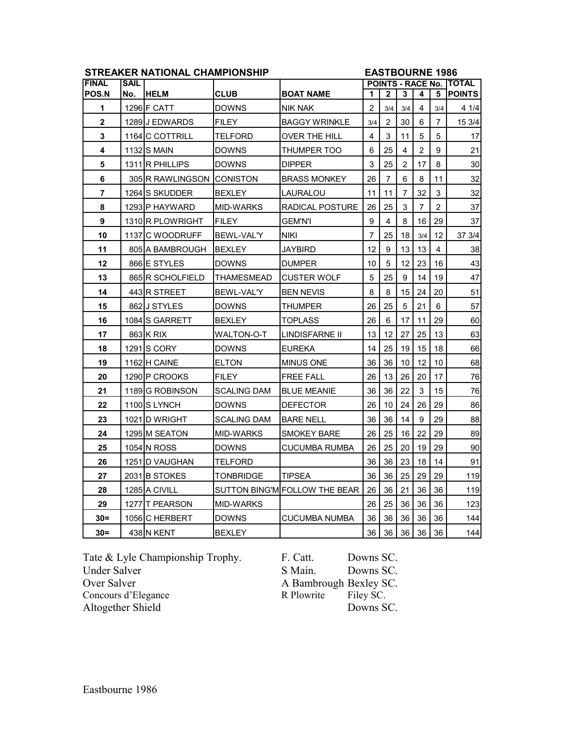**STREAKER NATIONAL CHAMPIONSHIP** **EASTBOURNE 1986**

| FINAL POS.N | SAIL No. | HELM | CLUB | BOAT NAME | POINTS - RACE No. 1 | 2 | 3 | 4 | 5 | TOTAL POINTS |
|---|---|---|---|---|---|---|---|---|---|---|
| 1 | 1296 | F CATT | DOWNS | NIK NAK | 2 | 3/4 | 3/4 | 4 | 3/4 | 4 1/4 |
| 2 | 1289 | J EDWARDS | FILEY | BAGGY WRINKLE | 3/4 | 2 | 30 | 6 | 7 | 15 3/4 |
| 3 | 1164 | C COTTRILL | TELFORD | OVER THE HILL | 4 | 3 | 11 | 5 | 5 | 17 |
| 4 | 1132 | S MAIN | DOWNS | THUMPER TOO | 6 | 25 | 4 | 2 | 9 | 21 |
| 5 | 1311 | R PHILLIPS | DOWNS | DIPPER | 3 | 25 | 2 | 17 | 8 | 30 |
| 6 | 305 | R RAWLINGSON | CONISTON | BRASS MONKEY | 26 | 7 | 6 | 8 | 11 | 32 |
| 7 | 1264 | S SKUDDER | BEXLEY | LAURALOU | 11 | 11 | 7 | 32 | 3 | 32 |
| 8 | 1293 | P HAYWARD | MID-WARKS | RADICAL POSTURE | 26 | 25 | 3 | 7 | 2 | 37 |
| 9 | 1310 | R PLOWRIGHT | FILEY | GEM'N'I | 9 | 4 | 8 | 16 | 29 | 37 |
| 10 | 1137 | C WOODRUFF | BEWL-VAL'Y | NIKI | 7 | 25 | 18 | 3/4 | 12 | 37 3/4 |
| 11 | 805 | A BAMBROUGH | BEXLEY | JAYBIRD | 12 | 9 | 13 | 13 | 4 | 38 |
| 12 | 866 | E STYLES | DOWNS | DUMPER | 10 | 5 | 12 | 23 | 16 | 43 |
| 13 | 865 | R SCHOLFIELD | THAMESMEAD | CUSTER WOLF | 5 | 25 | 9 | 14 | 19 | 47 |
| 14 | 443 | R STREET | BEWL-VAL'Y | BEN NEVIS | 8 | 8 | 15 | 24 | 20 | 51 |
| 15 | 862 | J STYLES | DOWNS | THUMPER | 26 | 25 | 5 | 21 | 6 | 57 |
| 16 | 1084 | S GARRETT | BEXLEY | TOPLASS | 26 | 6 | 17 | 11 | 29 | 60 |
| 17 | 863 | K RIX | WALTON-O-T | LINDISFARNE II | 13 | 12 | 27 | 25 | 13 | 63 |
| 18 | 1291 | S CORY | DOWNS | EUREKA | 14 | 25 | 19 | 15 | 18 | 66 |
| 19 | 1162 | H CAINE | ELTON | MINUS ONE | 36 | 36 | 10 | 12 | 10 | 68 |
| 20 | 1290 | P CROOKS | FILEY | FREE FALL | 26 | 13 | 26 | 20 | 17 | 76 |
| 21 | 1189 | G ROBINSON | SCALING DAM | BLUE MEANIE | 36 | 36 | 22 | 3 | 15 | 76 |
| 22 | 1100 | S LYNCH | DOWNS | DEFECTOR | 26 | 10 | 24 | 26 | 29 | 86 |
| 23 | 1021 | D WRIGHT | SCALING DAM | BARE NELL | 36 | 36 | 14 | 9 | 29 | 88 |
| 24 | 1295 | M SEATON | MID-WARKS | SMOKEY BARE | 26 | 25 | 16 | 22 | 29 | 89 |
| 25 | 1054 | N ROSS | DOWNS | CUCUMBA RUMBA | 26 | 25 | 20 | 19 | 29 | 90 |
| 26 | 1251 | D VAUGHAN | TELFORD | | 36 | 36 | 23 | 18 | 14 | 91 |
| 27 | 2031 | B STOKES | TONBRIDGE | TIPSEA | 36 | 36 | 25 | 29 | 29 | 119 |
| 28 | 1285 | A CIVILL | SUTTON BING'M | FOLLOW THE BEAR | 26 | 36 | 21 | 36 | 36 | 119 |
| 29 | 1277 | T PEARSON | MID-WARKS | | 26 | 25 | 36 | 36 | 36 | 123 |
| 30= | 1056 | C HERBERT | DOWNS | CUCUMBA NUMBA | 36 | 36 | 36 | 36 | 36 | 144 |
| 30= | 438 | N KENT | BEXLEY | | 36 | 36 | 36 | 36 | 36 | 144 |

| | | |
|---|---|---|
| Tate & Lyle Championship Trophy. | F. Catt. | Downs SC. |
| Under Salver | S Main. | Downs SC. |
| Over Salver | A Bambrough | Bexley SC. |
| Concours d'Elegance | R Plowrite | Filey SC. |
| Altogether Shield | | Downs SC. |

Eastbourne 1986